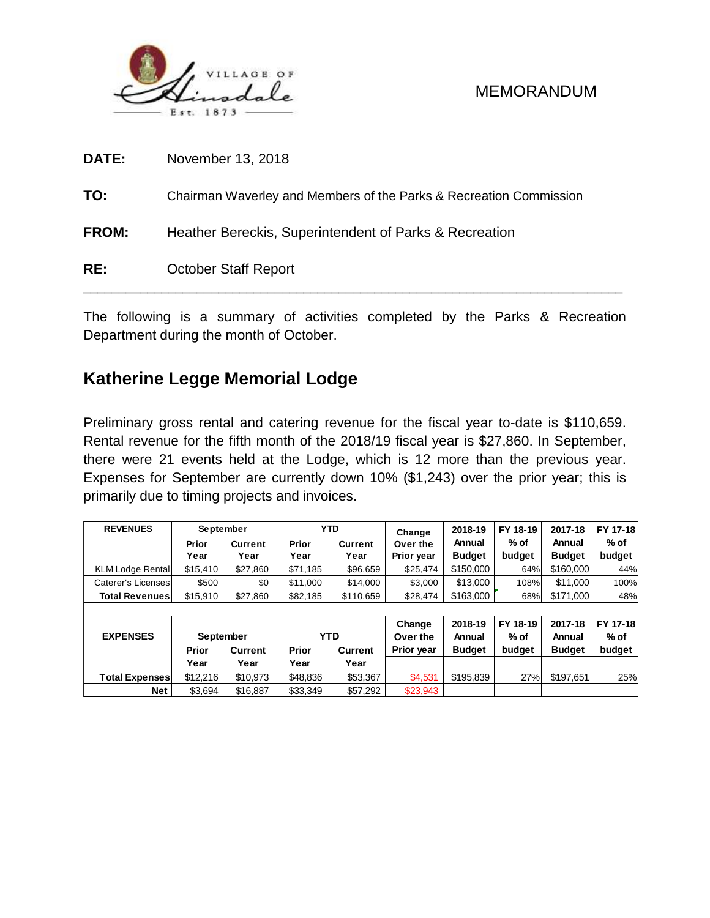VILLAGE OF Hinsdale Est. 1873

MEMORANDUM

**DATE:** November 13, 2018

**TO:** Chairman Waverley and Members of the Parks & Recreation Commission

**FROM:** Heather Bereckis, Superintendent of Parks & Recreation

**RE:** October Staff Report

---

The following is a summary of activities completed by the Parks & Recreation Department during the month of October.

## Katherine Legge Memorial Lodge

Preliminary gross rental and catering revenue for the fiscal year to-date is $110,659. Rental revenue for the fifth month of the 2018/19 fiscal year is $27,860. In September, there were 21 events held at the Lodge, which is 12 more than the previous year. Expenses for September are currently down 10% ($1,243) over the prior year; this is primarily due to timing projects and invoices.

| REVENUES | September | | YTD | | Change Over the Prior year | 2018-19 Annual Budget | FY 18-19 % of budget | 2017-18 Annual Budget | FY 17-18 % of budget |
|---|---|---|---|---|---|---|---|---|---|
| | Prior Year | Current Year | Prior Year | Current Year | | | | | |
| KLM Lodge Rental | $15,410 | $27,860 | $71,185 | $96,659 | $25,474 | $150,000 | 64% | $160,000 | 44% |
| Caterer's Licenses | $500 | $0 | $11,000 | $14,000 | $3,000 | $13,000 | 108% | $11,000 | 100% |
| **Total Revenues** | $15,910 | $27,860 | $82,185 | $110,659 | $28,474 | $163,000 | 68% | $171,000 | 48% |
| | | | | | | | | | |
| **EXPENSES** | **September** | | **YTD** | | **Change Over the Prior year** | **2018-19 Annual Budget** | **FY 18-19 % of budget** | **2017-18 Annual Budget** | **FY 17-18 % of budget** |
| | **Prior Year** | **Current Year** | **Prior Year** | **Current Year** | | | | | |
| **Total Expenses** | $12,216 | $10,973 | $48,836 | $53,367 | $4,531 | $195,839 | 27% | $197,651 | 25% |
| **Net** | $3,694 | $16,887 | $33,349 | $57,292 | $23,943 | | | | |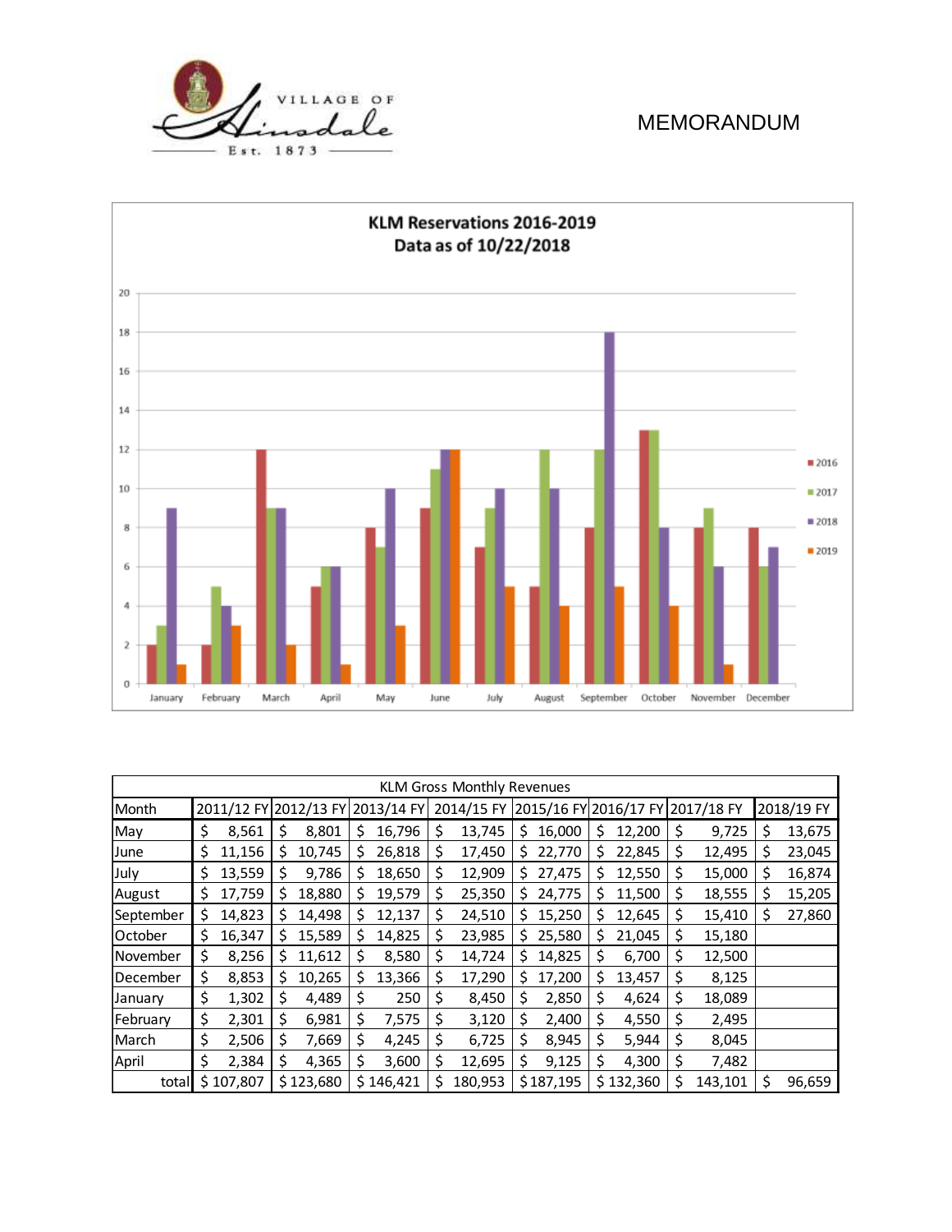VILLAGE OF Hinsdale Est. 1873

# MEMORANDUM

**KLM Reservations 2016-2019**
**Data as of 10/22/2018**

| Month | 2016 | 2017 | 2018 | 2019 |
|---|---|---|---|---|
| January | 2 | 3 | 9 | 1 |
| February | 2 | 5 | 4 | 3 |
| March | 12 | 9 | 9 | 2 |
| April | 5 | 6 | 6 | 1 |
| May | 8 | 7 | 10 | 3 |
| June | 9 | 11 | 12 | 12 |
| July | 7 | 9 | 10 | 5 |
| August | 5 | 12 | 10 | 4 |
| September | 8 | 12 | 18 | 5 |
| October | 13 | 13 | 8 | 4 |
| November | 8 | 9 | 6 | 1 |
| December | 8 | 6 | 7 | |

| KLM Gross Monthly Revenues | | | | | | | | |
|---|---|---|---|---|---|---|---|---|
| Month | 2011/12 FY | 2012/13 FY | 2013/14 FY | 2014/15 FY | 2015/16 FY | 2016/17 FY | 2017/18 FY | 2018/19 FY |
| May | $ 8,561 | $ 8,801 | $ 16,796 | $ 13,745 | $ 16,000 | $ 12,200 | $ 9,725 | $ 13,675 |
| June | $ 11,156 | $ 10,745 | $ 26,818 | $ 17,450 | $ 22,770 | $ 22,845 | $ 12,495 | $ 23,045 |
| July | $ 13,559 | $ 9,786 | $ 18,650 | $ 12,909 | $ 27,475 | $ 12,550 | $ 15,000 | $ 16,874 |
| August | $ 17,759 | $ 18,880 | $ 19,579 | $ 25,350 | $ 24,775 | $ 11,500 | $ 18,555 | $ 15,205 |
| September | $ 14,823 | $ 14,498 | $ 12,137 | $ 24,510 | $ 15,250 | $ 12,645 | $ 15,410 | $ 27,860 |
| October | $ 16,347 | $ 15,589 | $ 14,825 | $ 23,985 | $ 25,580 | $ 21,045 | $ 15,180 | |
| November | $ 8,256 | $ 11,612 | $ 8,580 | $ 14,724 | $ 14,825 | $ 6,700 | $ 12,500 | |
| December | $ 8,853 | $ 10,265 | $ 13,366 | $ 17,290 | $ 17,200 | $ 13,457 | $ 8,125 | |
| January | $ 1,302 | $ 4,489 | $ 250 | $ 8,450 | $ 2,850 | $ 4,624 | $ 18,089 | |
| February | $ 2,301 | $ 6,981 | $ 7,575 | $ 3,120 | $ 2,400 | $ 4,550 | $ 2,495 | |
| March | $ 2,506 | $ 7,669 | $ 4,245 | $ 6,725 | $ 8,945 | $ 5,944 | $ 8,045 | |
| April | $ 2,384 | $ 4,365 | $ 3,600 | $ 12,695 | $ 9,125 | $ 4,300 | $ 7,482 | |
| total | $ 107,807 | $ 123,680 | $ 146,421 | $ 180,953 | $ 187,195 | $ 132,360 | $ 143,101 | $ 96,659 |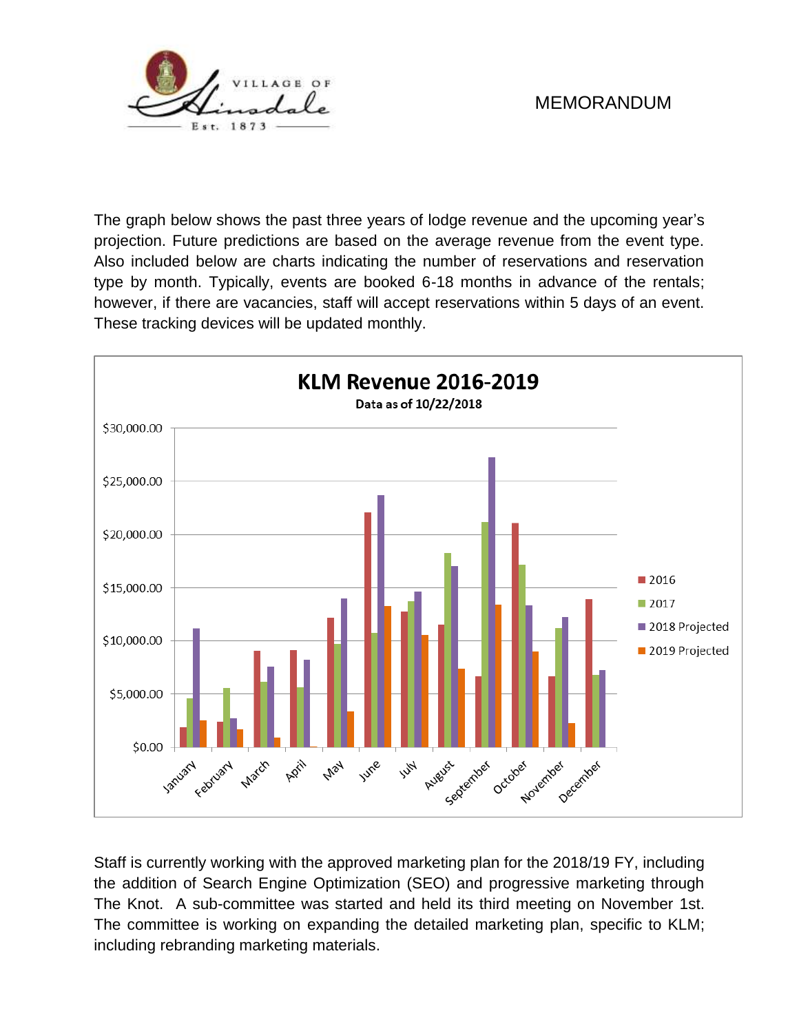VILLAGE OF Hinsdale Est. 1873

MEMORANDUM

The graph below shows the past three years of lodge revenue and the upcoming year's projection. Future predictions are based on the average revenue from the event type. Also included below are charts indicating the number of reservations and reservation type by month. Typically, events are booked 6-18 months in advance of the rentals; however, if there are vacancies, staff will accept reservations within 5 days of an event. These tracking devices will be updated monthly.

**KLM Revenue 2016-2019**

Data as of 10/22/2018

Staff is currently working with the approved marketing plan for the 2018/19 FY, including the addition of Search Engine Optimization (SEO) and progressive marketing through The Knot. A sub-committee was started and held its third meeting on November 1st. The committee is working on expanding the detailed marketing plan, specific to KLM; including rebranding marketing materials.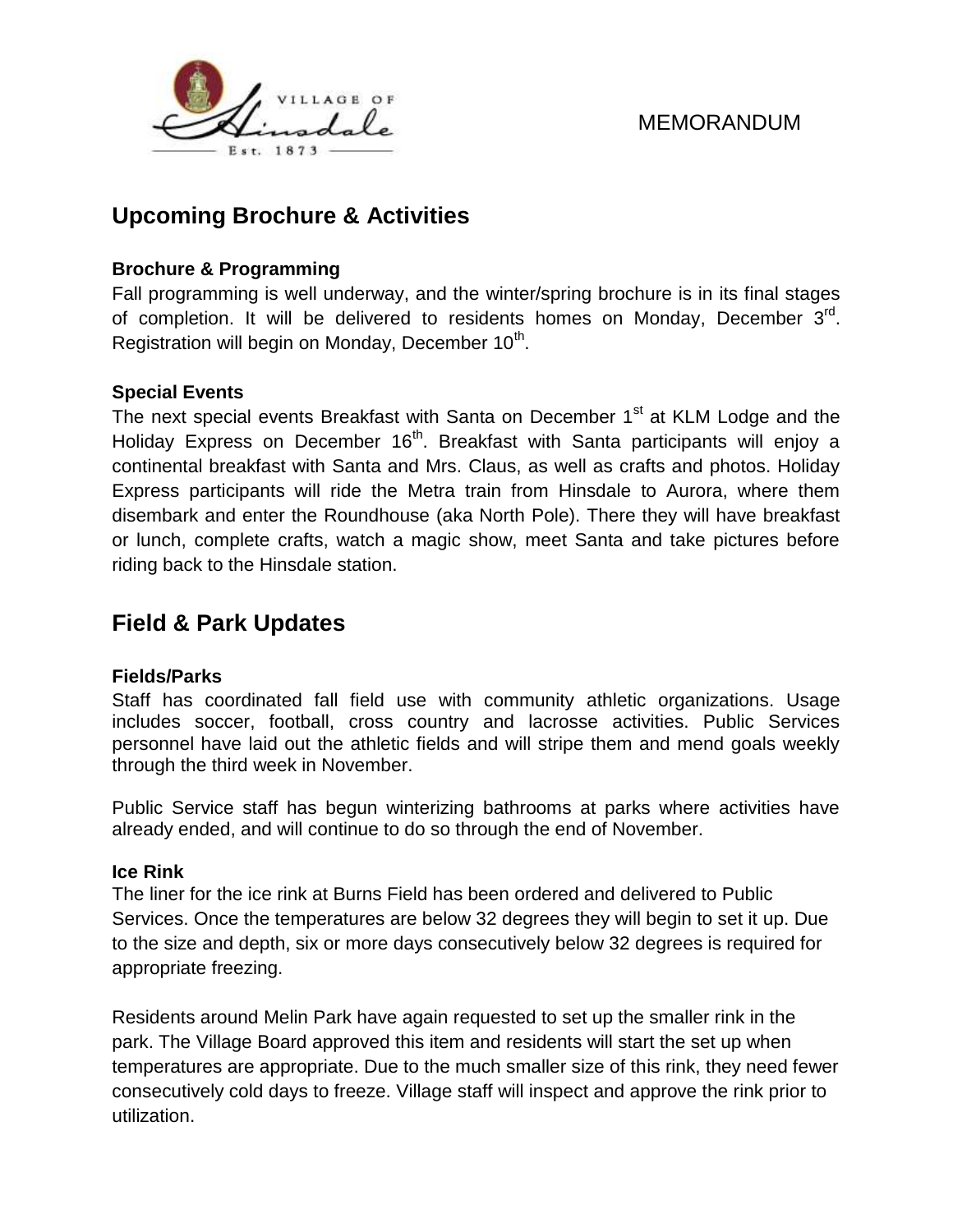MEMORANDUM

## Upcoming Brochure & Activities

**Brochure & Programming**

Fall programming is well underway, and the winter/spring brochure is in its final stages of completion. It will be delivered to residents homes on Monday, December 3rd. Registration will begin on Monday, December 10th.

**Special Events**

The next special events Breakfast with Santa on December 1st at KLM Lodge and the Holiday Express on December 16th. Breakfast with Santa participants will enjoy a continental breakfast with Santa and Mrs. Claus, as well as crafts and photos. Holiday Express participants will ride the Metra train from Hinsdale to Aurora, where them disembark and enter the Roundhouse (aka North Pole). There they will have breakfast or lunch, complete crafts, watch a magic show, meet Santa and take pictures before riding back to the Hinsdale station.

## Field & Park Updates

**Fields/Parks**

Staff has coordinated fall field use with community athletic organizations. Usage includes soccer, football, cross country and lacrosse activities. Public Services personnel have laid out the athletic fields and will stripe them and mend goals weekly through the third week in November.

Public Service staff has begun winterizing bathrooms at parks where activities have already ended, and will continue to do so through the end of November.

**Ice Rink**

The liner for the ice rink at Burns Field has been ordered and delivered to Public Services. Once the temperatures are below 32 degrees they will begin to set it up. Due to the size and depth, six or more days consecutively below 32 degrees is required for appropriate freezing.

Residents around Melin Park have again requested to set up the smaller rink in the park. The Village Board approved this item and residents will start the set up when temperatures are appropriate. Due to the much smaller size of this rink, they need fewer consecutively cold days to freeze. Village staff will inspect and approve the rink prior to utilization.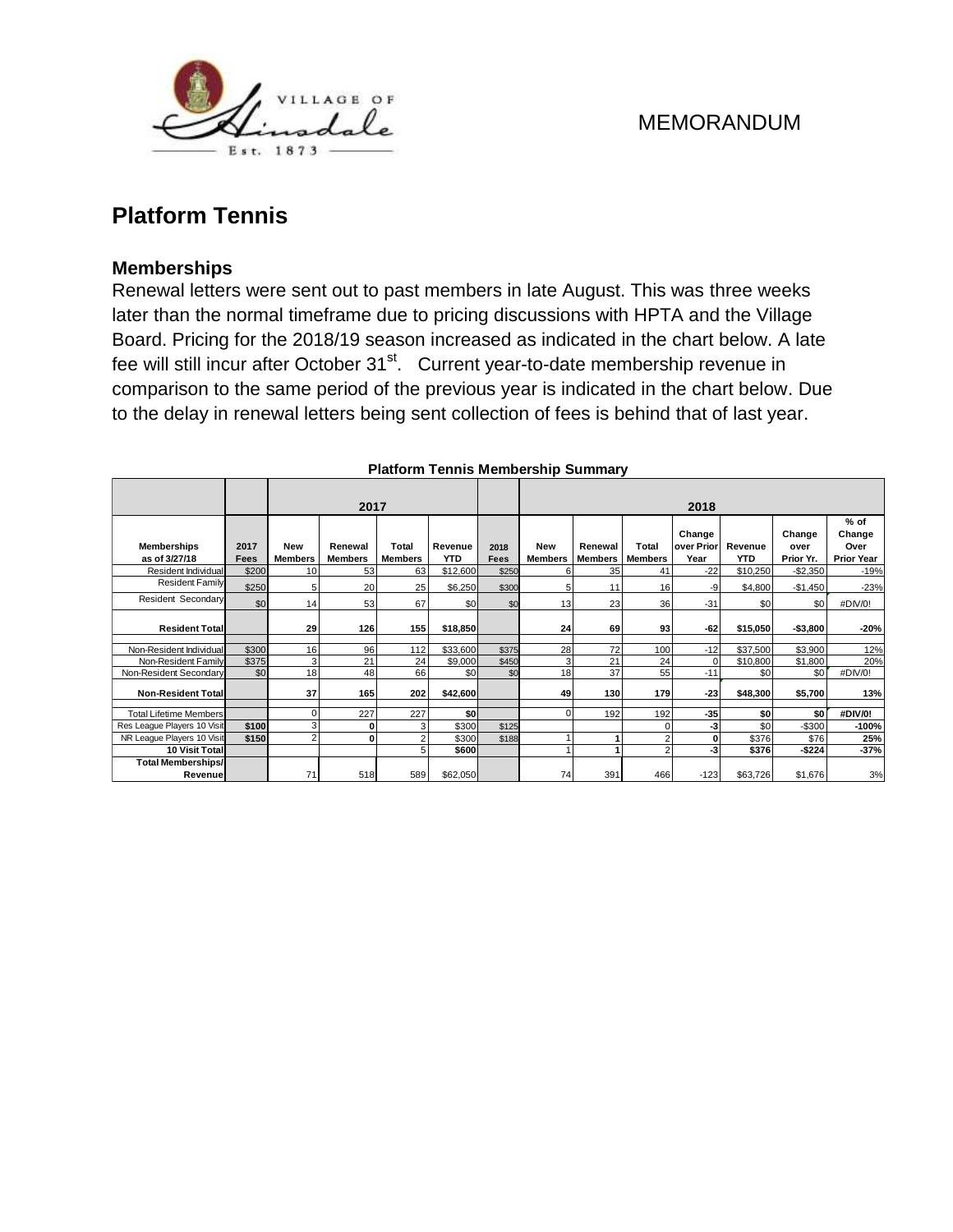MEMORANDUM

# Platform Tennis

## Memberships

Renewal letters were sent out to past members in late August. This was three weeks later than the normal timeframe due to pricing discussions with HPTA and the Village Board. Pricing for the 2018/19 season increased as indicated in the chart below. A late fee will still incur after October 31st. Current year-to-date membership revenue in comparison to the same period of the previous year is indicated in the chart below. Due to the delay in renewal letters being sent collection of fees is behind that of last year.

**Platform Tennis Membership Summary**

| | | 2017 | | | | | 2018 | | | | | | |
|---|---|---|---|---|---|---|---|---|---|---|---|---|---|
| **Memberships as of 3/27/18** | **2017 Fees** | **New Members** | **Renewal Members** | **Total Members** | **Revenue YTD** | **2018 Fees** | **New Members** | **Renewal Members** | **Total Members** | **Change over Prior Year** | **Revenue YTD** | **Change over Prior Yr.** | **% of Change Over Prior Year** |
| Resident Individual | $200 | 10 | 53 | 63 | $12,600 | $250 | 6 | 35 | 41 | -22 | $10,250 | -$2,350 | -19% |
| Resident Family | $250 | 5 | 20 | 25 | $6,250 | $300 | 5 | 11 | 16 | -9 | $4,800 | -$1,450 | -23% |
| Resident Secondary | $0 | 14 | 53 | 67 | $0 | $0 | 13 | 23 | 36 | -31 | $0 | $0 | #DIV/0! |
| **Resident Total** | | **29** | **126** | **155** | **$18,850** | | **24** | **69** | **93** | **-62** | **$15,050** | **-$3,800** | **-20%** |
| Non-Resident Individual | $300 | 16 | 96 | 112 | $33,600 | $375 | 28 | 72 | 100 | -12 | $37,500 | $3,900 | 12% |
| Non-Resident Family | $375 | 3 | 21 | 24 | $9,000 | $450 | 3 | 21 | 24 | 0 | $10,800 | $1,800 | 20% |
| Non-Resident Secondary | $0 | 18 | 48 | 66 | $0 | $0 | 18 | 37 | 55 | -11 | $0 | $0 | #DIV/0! |
| **Non-Resident Total** | | **37** | **165** | **202** | **$42,600** | | **49** | **130** | **179** | **-23** | **$48,300** | **$5,700** | **13%** |
| Total Lifetime Members | | 0 | 227 | 227 | **$0** | | 0 | 192 | 192 | **-35** | **$0** | **$0** | **#DIV/0!** |
| Res League Players 10 Visit | **$100** | 3 | **0** | 3 | $300 | $125 | | | 0 | **-3** | $0 | -$300 | **-100%** |
| NR League Players 10 Visit | **$150** | 2 | **0** | 2 | $300 | $188 | 1 | **1** | 2 | **0** | $376 | $76 | **25%** |
| **10 Visit Total** | | | | 5 | **$600** | | 1 | **1** | 2 | **-3** | **$376** | **-$224** | **-37%** |
| **Total Memberships/ Revenue** | | 71 | 518 | 589 | $62,050 | | 74 | 391 | 466 | -123 | $63,726 | $1,676 | 3% |